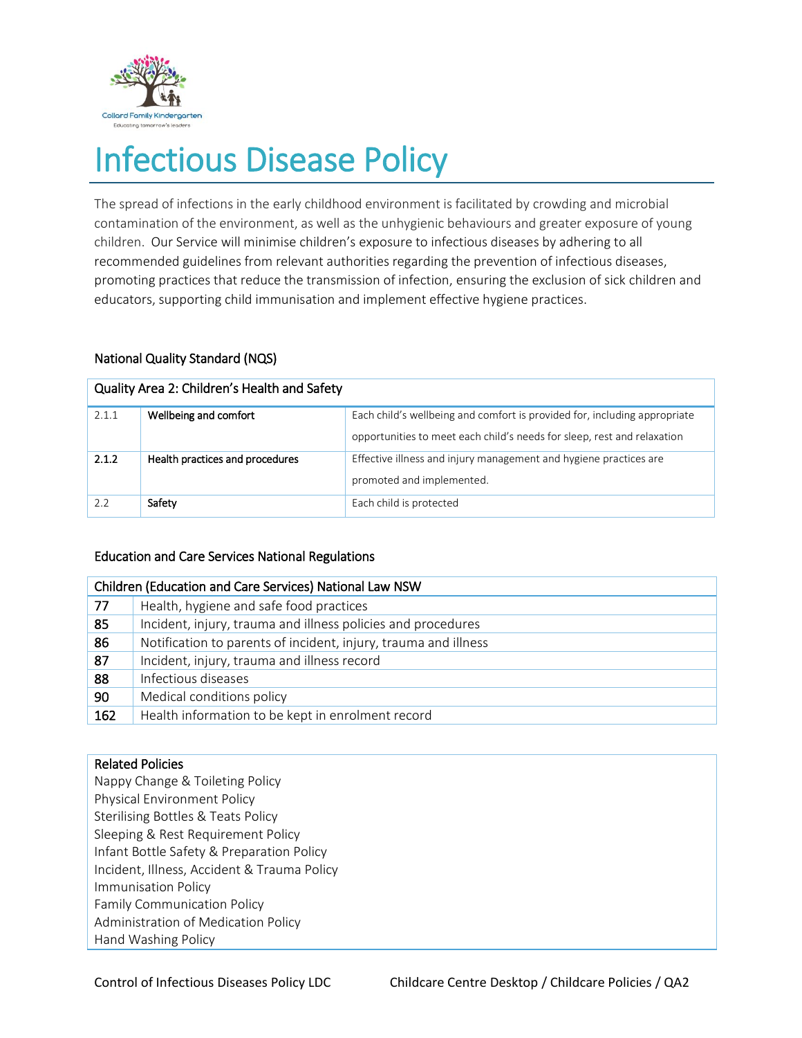Collard Family Kindergarten
Educating tomorrow's leaders

# Infectious Disease Policy

The spread of infections in the early childhood environment is facilitated by crowding and microbial contamination of the environment, as well as the unhygienic behaviours and greater exposure of young children. Our Service will minimise children's exposure to infectious diseases by adhering to all recommended guidelines from relevant authorities regarding the prevention of infectious diseases, promoting practices that reduce the transmission of infection, ensuring the exclusion of sick children and educators, supporting child immunisation and implement effective hygiene practices.

## National Quality Standard (NQS)

| Quality Area 2: Children's Health and Safety | | |
|---|---|---|
| 2.1.1 | **Wellbeing and comfort** | Each child's wellbeing and comfort is provided for, including appropriate opportunities to meet each child's needs for sleep, rest and relaxation |
| **2.1.2** | **Health practices and procedures** | Effective illness and injury management and hygiene practices are promoted and implemented. |
| 2.2 | **Safety** | Each child is protected |

## Education and Care Services National Regulations

| Children (Education and Care Services) National Law NSW | |
|---|---|
| **77** | Health, hygiene and safe food practices |
| **85** | Incident, injury, trauma and illness policies and procedures |
| **86** | Notification to parents of incident, injury, trauma and illness |
| **87** | Incident, injury, trauma and illness record |
| **88** | Infectious diseases |
| **90** | Medical conditions policy |
| **162** | Health information to be kept in enrolment record |

**Related Policies**

Nappy Change & Toileting Policy
Physical Environment Policy
Sterilising Bottles & Teats Policy
Sleeping & Rest Requirement Policy
Infant Bottle Safety & Preparation Policy
Incident, Illness, Accident & Trauma Policy
Immunisation Policy
Family Communication Policy
Administration of Medication Policy
Hand Washing Policy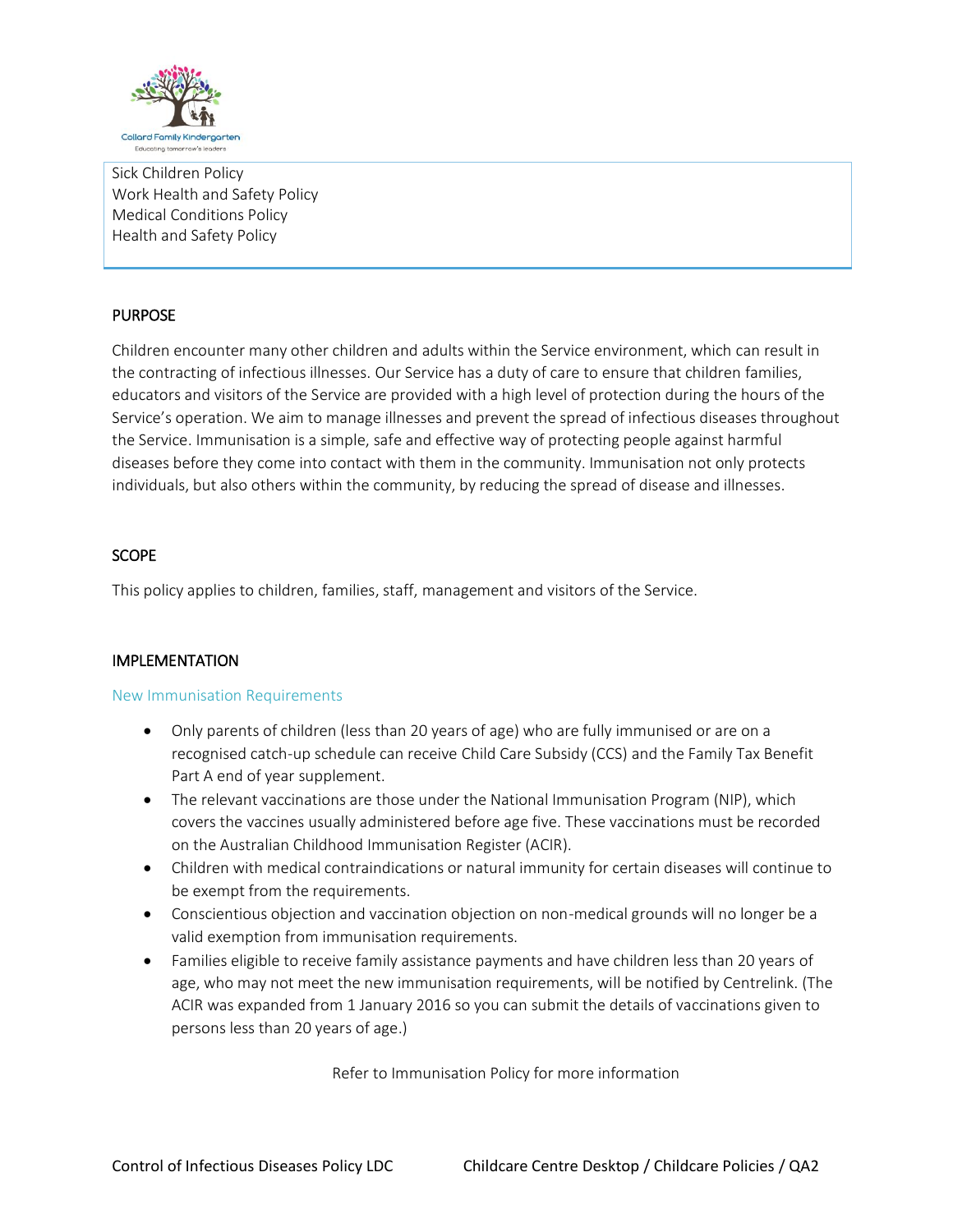Sick Children Policy
Work Health and Safety Policy
Medical Conditions Policy
Health and Safety Policy

## PURPOSE

Children encounter many other children and adults within the Service environment, which can result in the contracting of infectious illnesses. Our Service has a duty of care to ensure that children families, educators and visitors of the Service are provided with a high level of protection during the hours of the Service's operation. We aim to manage illnesses and prevent the spread of infectious diseases throughout the Service. Immunisation is a simple, safe and effective way of protecting people against harmful diseases before they come into contact with them in the community. Immunisation not only protects individuals, but also others within the community, by reducing the spread of disease and illnesses.

## SCOPE

This policy applies to children, families, staff, management and visitors of the Service.

## IMPLEMENTATION

### New Immunisation Requirements

- Only parents of children (less than 20 years of age) who are fully immunised or are on a recognised catch-up schedule can receive Child Care Subsidy (CCS) and the Family Tax Benefit Part A end of year supplement.
- The relevant vaccinations are those under the National Immunisation Program (NIP), which covers the vaccines usually administered before age five. These vaccinations must be recorded on the Australian Childhood Immunisation Register (ACIR).
- Children with medical contraindications or natural immunity for certain diseases will continue to be exempt from the requirements.
- Conscientious objection and vaccination objection on non-medical grounds will no longer be a valid exemption from immunisation requirements.
- Families eligible to receive family assistance payments and have children less than 20 years of age, who may not meet the new immunisation requirements, will be notified by Centrelink. (The ACIR was expanded from 1 January 2016 so you can submit the details of vaccinations given to persons less than 20 years of age.)

Refer to Immunisation Policy for more information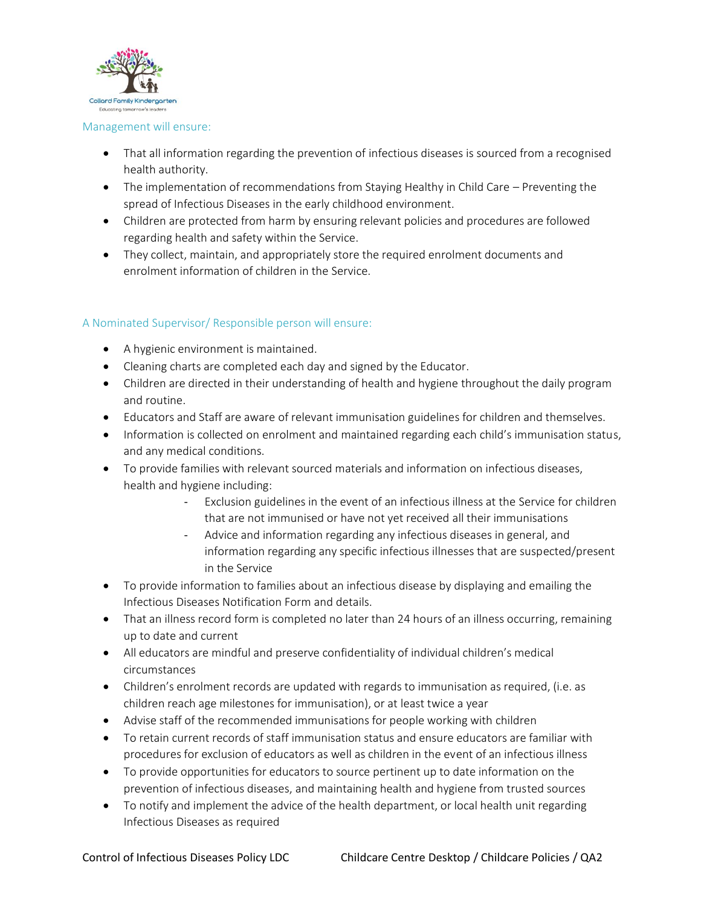## Management will ensure:

- That all information regarding the prevention of infectious diseases is sourced from a recognised health authority.
- The implementation of recommendations from Staying Healthy in Child Care – Preventing the spread of Infectious Diseases in the early childhood environment.
- Children are protected from harm by ensuring relevant policies and procedures are followed regarding health and safety within the Service.
- They collect, maintain, and appropriately store the required enrolment documents and enrolment information of children in the Service.

## A Nominated Supervisor/ Responsible person will ensure:

- A hygienic environment is maintained.
- Cleaning charts are completed each day and signed by the Educator.
- Children are directed in their understanding of health and hygiene throughout the daily program and routine.
- Educators and Staff are aware of relevant immunisation guidelines for children and themselves.
- Information is collected on enrolment and maintained regarding each child's immunisation status, and any medical conditions.
- To provide families with relevant sourced materials and information on infectious diseases, health and hygiene including:
    - Exclusion guidelines in the event of an infectious illness at the Service for children that are not immunised or have not yet received all their immunisations
    - Advice and information regarding any infectious diseases in general, and information regarding any specific infectious illnesses that are suspected/present in the Service
- To provide information to families about an infectious disease by displaying and emailing the Infectious Diseases Notification Form and details.
- That an illness record form is completed no later than 24 hours of an illness occurring, remaining up to date and current
- All educators are mindful and preserve confidentiality of individual children's medical circumstances
- Children's enrolment records are updated with regards to immunisation as required, (i.e. as children reach age milestones for immunisation), or at least twice a year
- Advise staff of the recommended immunisations for people working with children
- To retain current records of staff immunisation status and ensure educators are familiar with procedures for exclusion of educators as well as children in the event of an infectious illness
- To provide opportunities for educators to source pertinent up to date information on the prevention of infectious diseases, and maintaining health and hygiene from trusted sources
- To notify and implement the advice of the health department, or local health unit regarding Infectious Diseases as required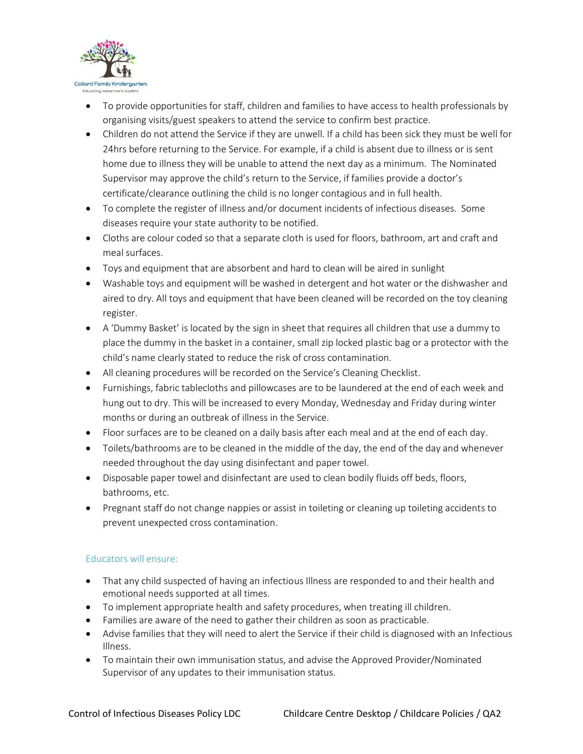- To provide opportunities for staff, children and families to have access to health professionals by organising visits/guest speakers to attend the service to confirm best practice.
- Children do not attend the Service if they are unwell. If a child has been sick they must be well for 24hrs before returning to the Service. For example, if a child is absent due to illness or is sent home due to illness they will be unable to attend the next day as a minimum. The Nominated Supervisor may approve the child's return to the Service, if families provide a doctor's certificate/clearance outlining the child is no longer contagious and in full health.
- To complete the register of illness and/or document incidents of infectious diseases. Some diseases require your state authority to be notified.
- Cloths are colour coded so that a separate cloth is used for floors, bathroom, art and craft and meal surfaces.
- Toys and equipment that are absorbent and hard to clean will be aired in sunlight
- Washable toys and equipment will be washed in detergent and hot water or the dishwasher and aired to dry. All toys and equipment that have been cleaned will be recorded on the toy cleaning register.
- A 'Dummy Basket' is located by the sign in sheet that requires all children that use a dummy to place the dummy in the basket in a container, small zip locked plastic bag or a protector with the child's name clearly stated to reduce the risk of cross contamination.
- All cleaning procedures will be recorded on the Service's Cleaning Checklist.
- Furnishings, fabric tablecloths and pillowcases are to be laundered at the end of each week and hung out to dry. This will be increased to every Monday, Wednesday and Friday during winter months or during an outbreak of illness in the Service.
- Floor surfaces are to be cleaned on a daily basis after each meal and at the end of each day.
- Toilets/bathrooms are to be cleaned in the middle of the day, the end of the day and whenever needed throughout the day using disinfectant and paper towel.
- Disposable paper towel and disinfectant are used to clean bodily fluids off beds, floors, bathrooms, etc.
- Pregnant staff do not change nappies or assist in toileting or cleaning up toileting accidents to prevent unexpected cross contamination.

### Educators will ensure:

- That any child suspected of having an infectious Illness are responded to and their health and emotional needs supported at all times.
- To implement appropriate health and safety procedures, when treating ill children.
- Families are aware of the need to gather their children as soon as practicable.
- Advise families that they will need to alert the Service if their child is diagnosed with an Infectious Illness.
- To maintain their own immunisation status, and advise the Approved Provider/Nominated Supervisor of any updates to their immunisation status.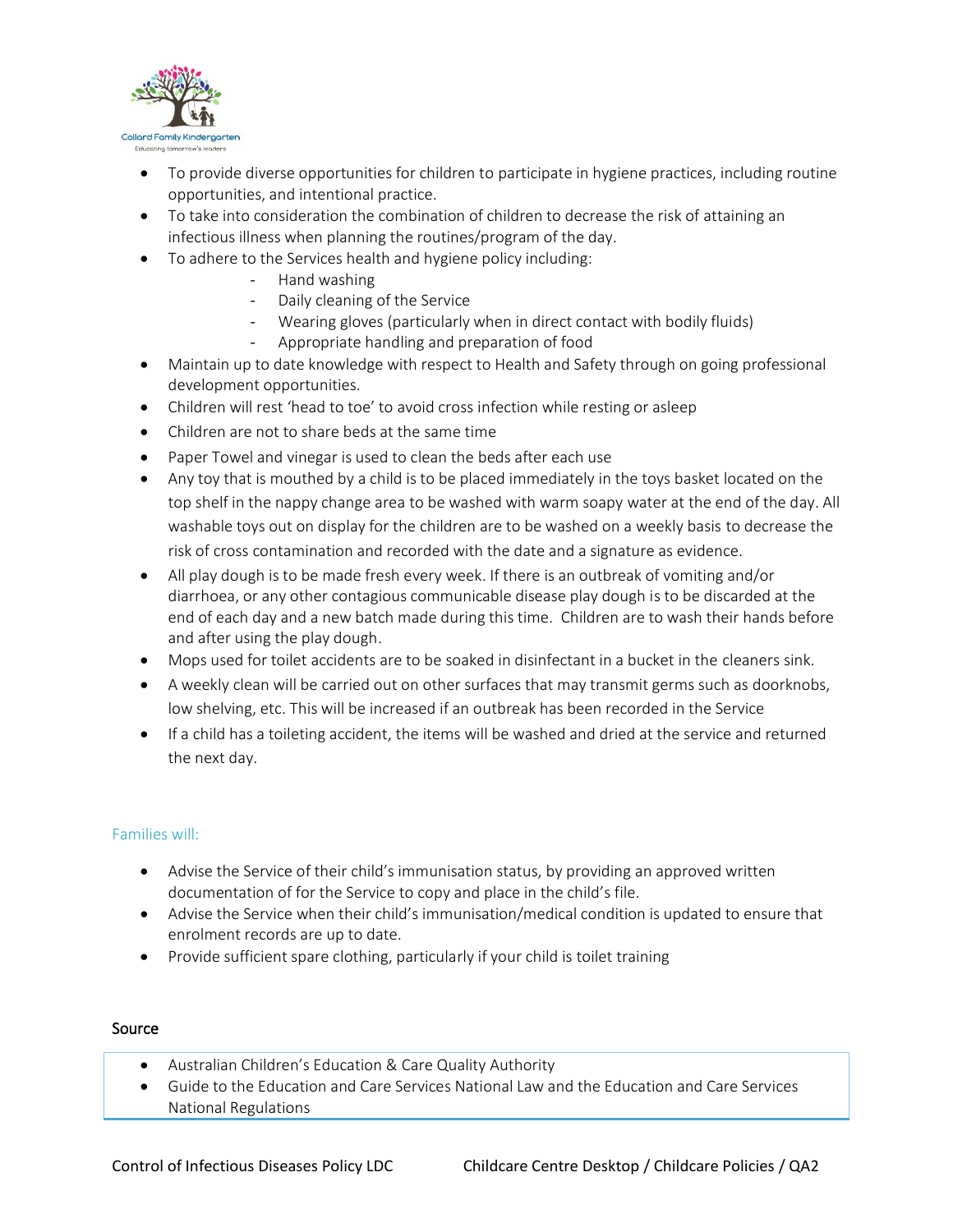- To provide diverse opportunities for children to participate in hygiene practices, including routine opportunities, and intentional practice.
- To take into consideration the combination of children to decrease the risk of attaining an infectious illness when planning the routines/program of the day.
- To adhere to the Services health and hygiene policy including:
  - Hand washing
  - Daily cleaning of the Service
  - Wearing gloves (particularly when in direct contact with bodily fluids)
  - Appropriate handling and preparation of food
- Maintain up to date knowledge with respect to Health and Safety through on going professional development opportunities.
- Children will rest 'head to toe' to avoid cross infection while resting or asleep
- Children are not to share beds at the same time
- Paper Towel and vinegar is used to clean the beds after each use
- Any toy that is mouthed by a child is to be placed immediately in the toys basket located on the top shelf in the nappy change area to be washed with warm soapy water at the end of the day. All washable toys out on display for the children are to be washed on a weekly basis to decrease the risk of cross contamination and recorded with the date and a signature as evidence.
- All play dough is to be made fresh every week. If there is an outbreak of vomiting and/or diarrhoea, or any other contagious communicable disease play dough is to be discarded at the end of each day and a new batch made during this time. Children are to wash their hands before and after using the play dough.
- Mops used for toilet accidents are to be soaked in disinfectant in a bucket in the cleaners sink.
- A weekly clean will be carried out on other surfaces that may transmit germs such as doorknobs, low shelving, etc. This will be increased if an outbreak has been recorded in the Service
- If a child has a toileting accident, the items will be washed and dried at the service and returned the next day.

### Families will:

- Advise the Service of their child's immunisation status, by providing an approved written documentation of for the Service to copy and place in the child's file.
- Advise the Service when their child's immunisation/medical condition is updated to ensure that enrolment records are up to date.
- Provide sufficient spare clothing, particularly if your child is toilet training

### Source

- Australian Children's Education & Care Quality Authority
- Guide to the Education and Care Services National Law and the Education and Care Services National Regulations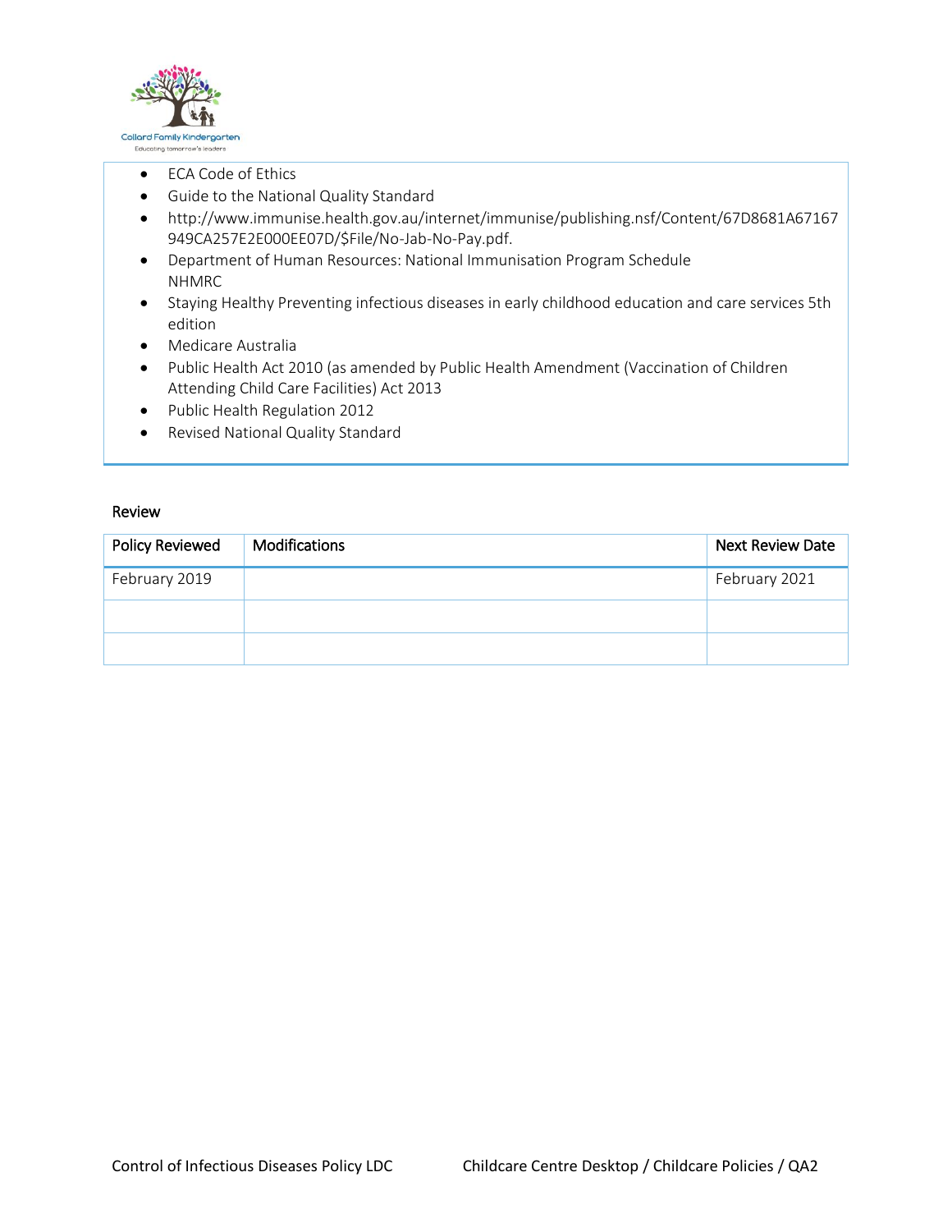- ECA Code of Ethics
- Guide to the National Quality Standard
- http://www.immunise.health.gov.au/internet/immunise/publishing.nsf/Content/67D8681A67167949CA257E2E000EE07D/$File/No-Jab-No-Pay.pdf.
- Department of Human Resources: National Immunisation Program Schedule NHMRC
- Staying Healthy Preventing infectious diseases in early childhood education and care services 5th edition
- Medicare Australia
- Public Health Act 2010 (as amended by Public Health Amendment (Vaccination of Children Attending Child Care Facilities) Act 2013
- Public Health Regulation 2012
- Revised National Quality Standard

### Review

| Policy Reviewed | Modifications | Next Review Date |
|---|---|---|
| February 2019 | | February 2021 |
| | | |
| | | |